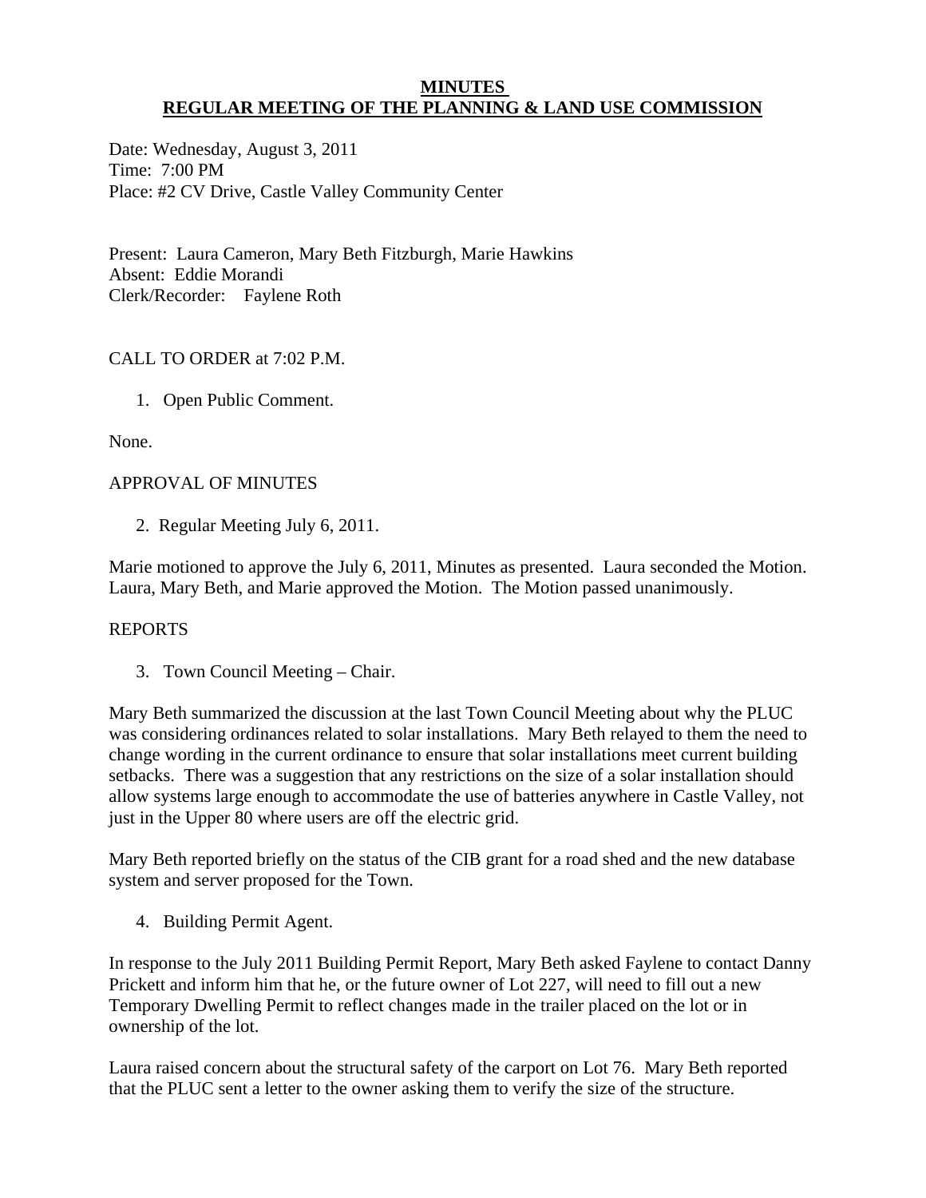# MINUTES
# REGULAR MEETING OF THE PLANNING & LAND USE COMMISSION

Date: Wednesday, August 3, 2011
Time: 7:00 PM
Place: #2 CV Drive, Castle Valley Community Center

Present: Laura Cameron, Mary Beth Fitzburgh, Marie Hawkins
Absent: Eddie Morandi
Clerk/Recorder: Faylene Roth

CALL TO ORDER at 7:02 P.M.

1. Open Public Comment.

None.

APPROVAL OF MINUTES

2. Regular Meeting July 6, 2011.

Marie motioned to approve the July 6, 2011, Minutes as presented. Laura seconded the Motion. Laura, Mary Beth, and Marie approved the Motion. The Motion passed unanimously.

REPORTS

3. Town Council Meeting – Chair.

Mary Beth summarized the discussion at the last Town Council Meeting about why the PLUC was considering ordinances related to solar installations. Mary Beth relayed to them the need to change wording in the current ordinance to ensure that solar installations meet current building setbacks. There was a suggestion that any restrictions on the size of a solar installation should allow systems large enough to accommodate the use of batteries anywhere in Castle Valley, not just in the Upper 80 where users are off the electric grid.

Mary Beth reported briefly on the status of the CIB grant for a road shed and the new database system and server proposed for the Town.

4. Building Permit Agent.

In response to the July 2011 Building Permit Report, Mary Beth asked Faylene to contact Danny Prickett and inform him that he, or the future owner of Lot 227, will need to fill out a new Temporary Dwelling Permit to reflect changes made in the trailer placed on the lot or in ownership of the lot.

Laura raised concern about the structural safety of the carport on Lot 76. Mary Beth reported that the PLUC sent a letter to the owner asking them to verify the size of the structure.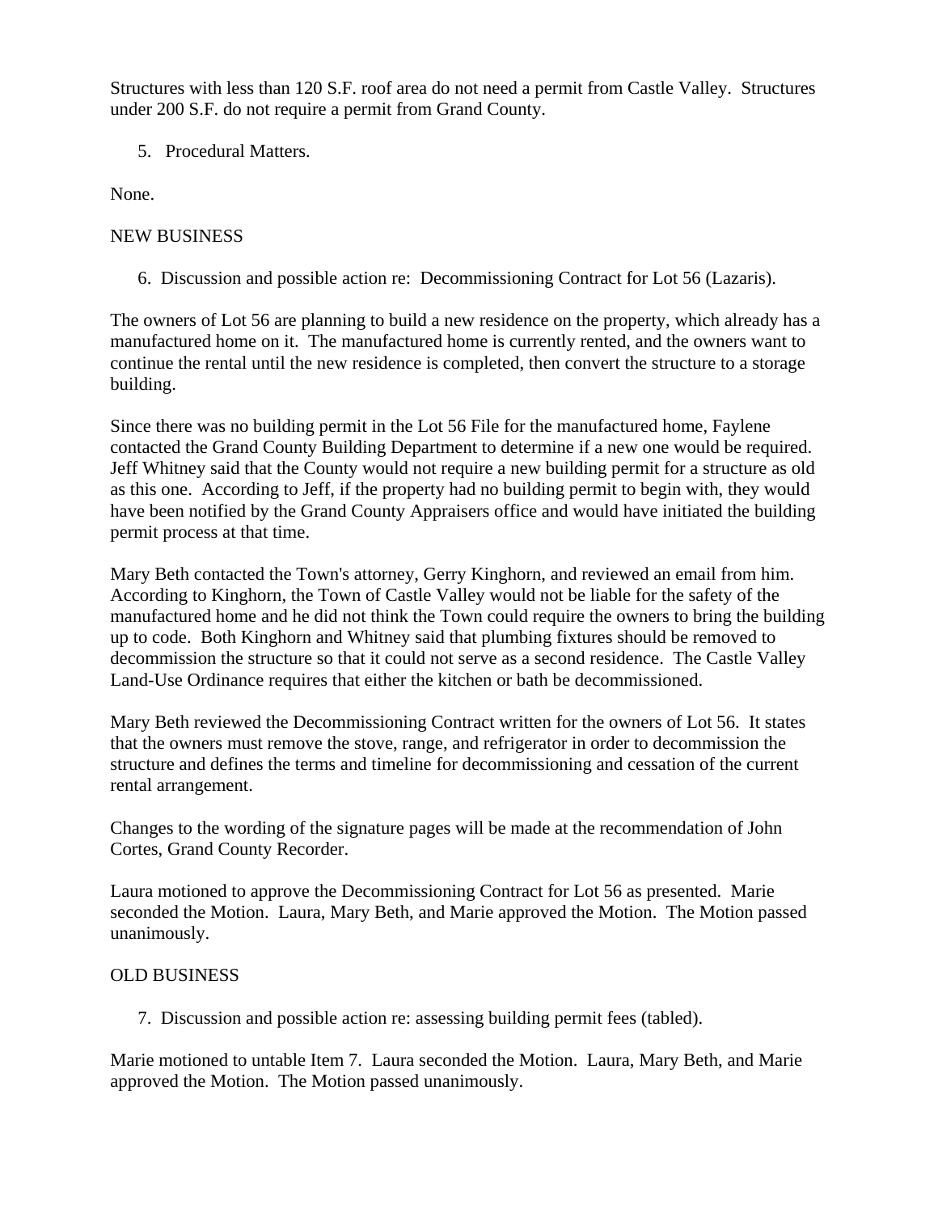Structures with less than 120 S.F. roof area do not need a permit from Castle Valley. Structures under 200 S.F. do not require a permit from Grand County.

5. Procedural Matters.

None.

NEW BUSINESS

6. Discussion and possible action re: Decommissioning Contract for Lot 56 (Lazaris).

The owners of Lot 56 are planning to build a new residence on the property, which already has a manufactured home on it. The manufactured home is currently rented, and the owners want to continue the rental until the new residence is completed, then convert the structure to a storage building.

Since there was no building permit in the Lot 56 File for the manufactured home, Faylene contacted the Grand County Building Department to determine if a new one would be required. Jeff Whitney said that the County would not require a new building permit for a structure as old as this one. According to Jeff, if the property had no building permit to begin with, they would have been notified by the Grand County Appraisers office and would have initiated the building permit process at that time.

Mary Beth contacted the Town's attorney, Gerry Kinghorn, and reviewed an email from him. According to Kinghorn, the Town of Castle Valley would not be liable for the safety of the manufactured home and he did not think the Town could require the owners to bring the building up to code. Both Kinghorn and Whitney said that plumbing fixtures should be removed to decommission the structure so that it could not serve as a second residence. The Castle Valley Land-Use Ordinance requires that either the kitchen or bath be decommissioned.

Mary Beth reviewed the Decommissioning Contract written for the owners of Lot 56. It states that the owners must remove the stove, range, and refrigerator in order to decommission the structure and defines the terms and timeline for decommissioning and cessation of the current rental arrangement.

Changes to the wording of the signature pages will be made at the recommendation of John Cortes, Grand County Recorder.

Laura motioned to approve the Decommissioning Contract for Lot 56 as presented. Marie seconded the Motion. Laura, Mary Beth, and Marie approved the Motion. The Motion passed unanimously.

OLD BUSINESS

7. Discussion and possible action re: assessing building permit fees (tabled).

Marie motioned to untable Item 7. Laura seconded the Motion. Laura, Mary Beth, and Marie approved the Motion. The Motion passed unanimously.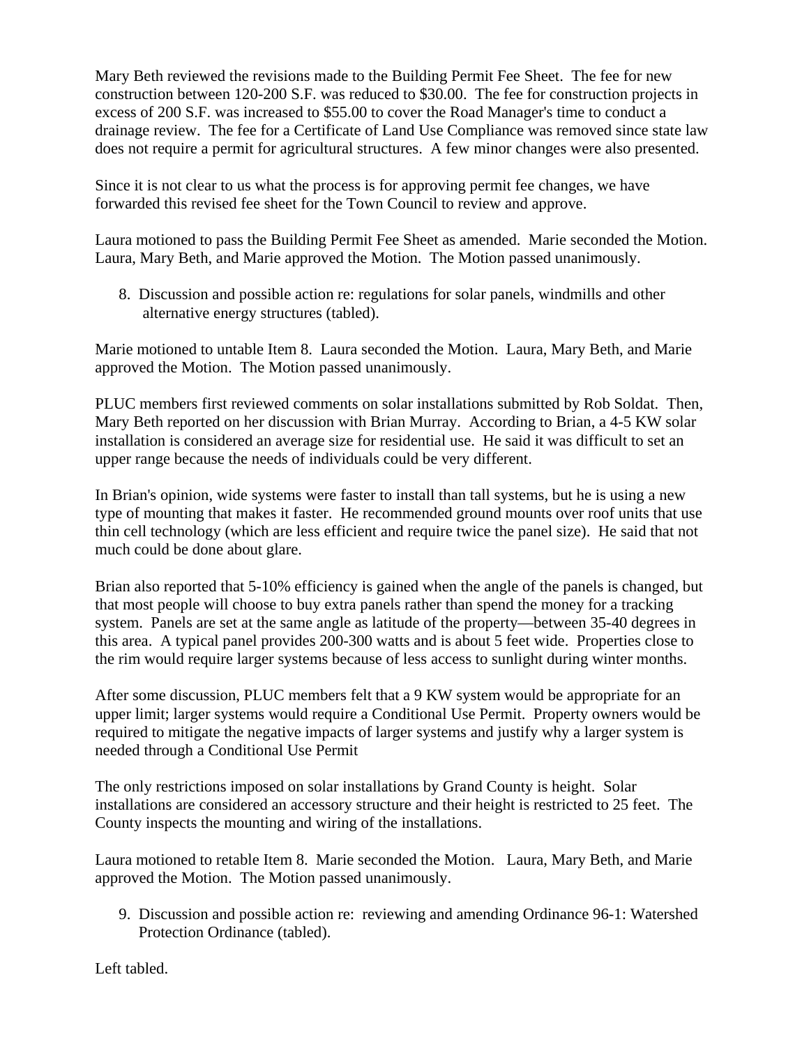Mary Beth reviewed the revisions made to the Building Permit Fee Sheet. The fee for new construction between 120-200 S.F. was reduced to $30.00. The fee for construction projects in excess of 200 S.F. was increased to $55.00 to cover the Road Manager's time to conduct a drainage review. The fee for a Certificate of Land Use Compliance was removed since state law does not require a permit for agricultural structures. A few minor changes were also presented.

Since it is not clear to us what the process is for approving permit fee changes, we have forwarded this revised fee sheet for the Town Council to review and approve.

Laura motioned to pass the Building Permit Fee Sheet as amended. Marie seconded the Motion. Laura, Mary Beth, and Marie approved the Motion. The Motion passed unanimously.

8. Discussion and possible action re: regulations for solar panels, windmills and other alternative energy structures (tabled).

Marie motioned to untable Item 8. Laura seconded the Motion. Laura, Mary Beth, and Marie approved the Motion. The Motion passed unanimously.

PLUC members first reviewed comments on solar installations submitted by Rob Soldat. Then, Mary Beth reported on her discussion with Brian Murray. According to Brian, a 4-5 KW solar installation is considered an average size for residential use. He said it was difficult to set an upper range because the needs of individuals could be very different.

In Brian's opinion, wide systems were faster to install than tall systems, but he is using a new type of mounting that makes it faster. He recommended ground mounts over roof units that use thin cell technology (which are less efficient and require twice the panel size). He said that not much could be done about glare.

Brian also reported that 5-10% efficiency is gained when the angle of the panels is changed, but that most people will choose to buy extra panels rather than spend the money for a tracking system. Panels are set at the same angle as latitude of the property—between 35-40 degrees in this area. A typical panel provides 200-300 watts and is about 5 feet wide. Properties close to the rim would require larger systems because of less access to sunlight during winter months.

After some discussion, PLUC members felt that a 9 KW system would be appropriate for an upper limit; larger systems would require a Conditional Use Permit. Property owners would be required to mitigate the negative impacts of larger systems and justify why a larger system is needed through a Conditional Use Permit

The only restrictions imposed on solar installations by Grand County is height. Solar installations are considered an accessory structure and their height is restricted to 25 feet. The County inspects the mounting and wiring of the installations.

Laura motioned to retable Item 8. Marie seconded the Motion. Laura, Mary Beth, and Marie approved the Motion. The Motion passed unanimously.

9. Discussion and possible action re: reviewing and amending Ordinance 96-1: Watershed Protection Ordinance (tabled).

Left tabled.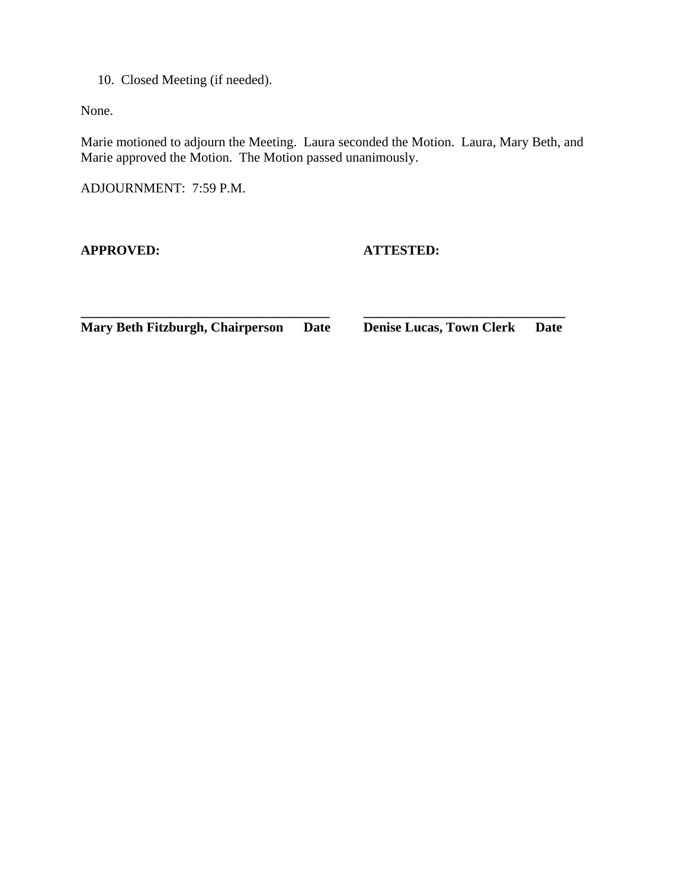10. Closed Meeting (if needed).

None.

Marie motioned to adjourn the Meeting. Laura seconded the Motion. Laura, Mary Beth, and Marie approved the Motion. The Motion passed unanimously.

ADJOURNMENT: 7:59 P.M.

**APPROVED:** 

______________________________________
**Mary Beth Fitzburgh, Chairperson Date**

**ATTESTED:**

______________________________
**Denise Lucas, Town Clerk Date**